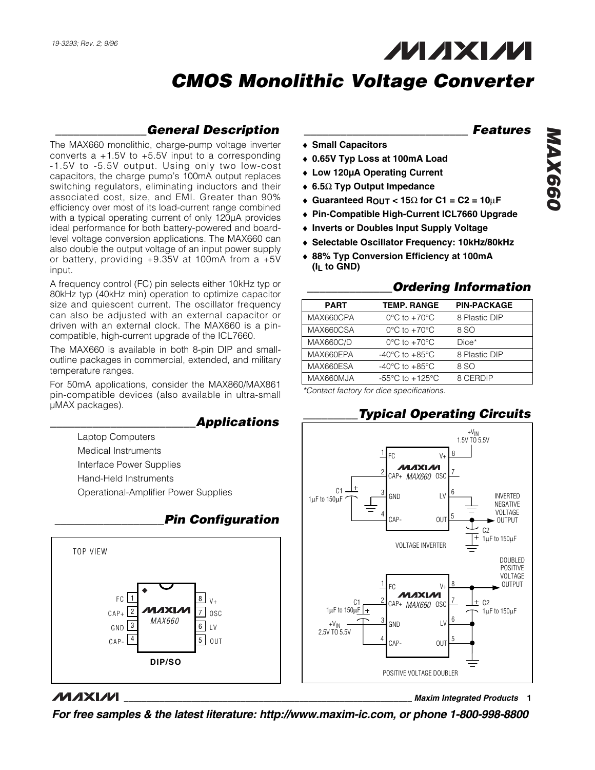19-3293; Rev. 2; 9/96

# CMOS Monolithic Voltage Converter

## General Description

The MAX660 monolithic, charge-pump voltage inverter converts a +1.5V to +5.5V input to a corresponding -1.5V to -5.5V output. Using only two low-cost capacitors, the charge pump's 100mA output replaces switching regulators, eliminating inductors and their associated cost, size, and EMI. Greater than 90% efficiency over most of its load-current range combined with a typical operating current of only 120µA provides ideal performance for both battery-powered and board-level voltage conversion applications. The MAX660 can also double the output voltage of an input power supply or battery, providing +9.35V at 100mA from a +5V input.

A frequency control (FC) pin selects either 10kHz typ or 80kHz typ (40kHz min) operation to optimize capacitor size and quiescent current. The oscillator frequency can also be adjusted with an external capacitor or driven with an external clock. The MAX660 is a pin-compatible, high-current upgrade of the ICL7660.

The MAX660 is available in both 8-pin DIP and small-outline packages in commercial, extended, and military temperature ranges.

For 50mA applications, consider the MAX860/MAX861 pin-compatible devices (also available in ultra-small µMAX packages).

## Applications

- Laptop Computers
- Medical Instruments
- Interface Power Supplies
- Hand-Held Instruments
- Operational-Amplifier Power Supplies

## Pin Configuration

TOP VIEW

| Pin | Name | Pin | Name |
|---|---|---|---|
| 1 | FC | 8 | V+ |
| 2 | CAP+ | 7 | OSC |
| 3 | GND | 6 | LV |
| 4 | CAP- | 5 | OUT |

MAX660 — DIP/SO

## Features

- ♦ Small Capacitors
- ♦ 0.65V Typ Loss at 100mA Load
- ♦ Low 120µA Operating Current
- ♦ 6.5Ω Typ Output Impedance
- ♦ Guaranteed $R_{OUT}$ < 15Ω for C1 = C2 = 10µF
- ♦ Pin-Compatible High-Current ICL7660 Upgrade
- ♦ Inverts or Doubles Input Supply Voltage
- ♦ Selectable Oscillator Frequency: 10kHz/80kHz
- ♦ 88% Typ Conversion Efficiency at 100mA ($I_L$ to GND)

## Ordering Information

| PART | TEMP. RANGE | PIN-PACKAGE |
|---|---|---|
| MAX660CPA | 0°C to +70°C | 8 Plastic DIP |
| MAX660CSA | 0°C to +70°C | 8 SO |
| MAX660C/D | 0°C to +70°C | Dice* |
| MAX660EPA | -40°C to +85°C | 8 Plastic DIP |
| MAX660ESA | -40°C to +85°C | 8 SO |
| MAX660MJA | -55°C to +125°C | 8 CERDIP |

*Contact factory for dice specifications.

## Typical Operating Circuits

VOLTAGE INVERTER: +$V_{IN}$ 1.5V TO 5.5V to V+ (pin 8); C1 1µF to 150µF between CAP+ (pin 2) and CAP- (pin 4); GND (pin 3) to ground; LV (pin 6) to ground; OUT (pin 5) INVERTED NEGATIVE VOLTAGE OUTPUT with C2 1µF to 150µF.

POSITIVE VOLTAGE DOUBLER: +$V_{IN}$ 2.5V TO 5.5V to GND (pin 3); C1 1µF to 150µF between CAP+ (pin 2) and CAP- (pin 4); V+ (pin 8) DOUBLED POSITIVE VOLTAGE OUTPUT with C2 1µF to 150µF; LV (pin 6) and OUT (pin 5) to ground.

For free samples & the latest literature: http://www.maxim-ic.com, or phone 1-800-998-8800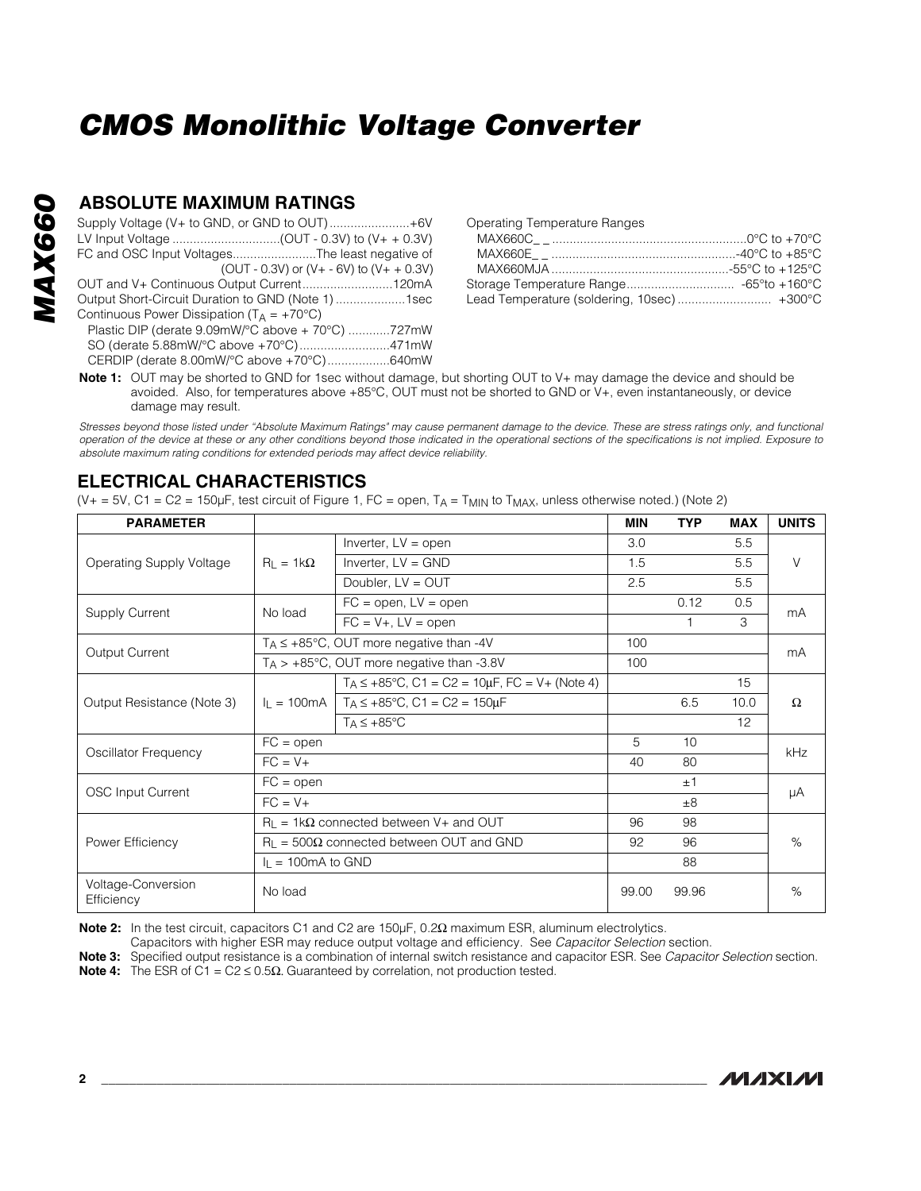# CMOS Monolithic Voltage Converter

## ABSOLUTE MAXIMUM RATINGS

Supply Voltage (V+ to GND, or GND to OUT) ....................... +6V
LV Input Voltage ............................... (OUT - 0.3V) to (V+ + 0.3V)
FC and OSC Input Voltages ........................ The least negative of (OUT - 0.3V) or (V+ - 6V) to (V+ + 0.3V)
OUT and V+ Continuous Output Current .......................... 120mA
Output Short-Circuit Duration to GND (Note 1) .................... 1sec
Continuous Power Dissipation ($T_A$ = +70°C)
Plastic DIP (derate 9.09mW/°C above + 70°C) ............ 727mW
SO (derate 5.88mW/°C above +70°C) .......................... 471mW
CERDIP (derate 8.00mW/°C above +70°C) ................. 640mW

Operating Temperature Ranges
MAX660C_ _ ........................................................ 0°C to +70°C
MAX660E_ _ ..................................................... -40°C to +85°C
MAX660MJA ................................................... -55°C to +125°C
Storage Temperature Range ............................... -65°to +160°C
Lead Temperature (soldering, 10sec) .......................... +300°C

**Note 1:** OUT may be shorted to GND for 1sec without damage, but shorting OUT to V+ may damage the device and should be avoided. Also, for temperatures above +85°C, OUT must not be shorted to GND or V+, even instantaneously, or device damage may result.

*Stresses beyond those listed under "Absolute Maximum Ratings" may cause permanent damage to the device. These are stress ratings only, and functional operation of the device at these or any other conditions beyond those indicated in the operational sections of the specifications is not implied. Exposure to absolute maximum rating conditions for extended periods may affect device reliability.*

## ELECTRICAL CHARACTERISTICS

(V+ = 5V, C1 = C2 = 150µF, test circuit of Figure 1, FC = open, $T_A$ = $T_{MIN}$ to $T_{MAX}$, unless otherwise noted.) (Note 2)

| PARAMETER | | | MIN | TYP | MAX | UNITS |
|---|---|---|---|---|---|---|
| Operating Supply Voltage | $R_L$ = 1kΩ | Inverter, LV = open | 3.0 | | 5.5 | V |
| | | Inverter, LV = GND | 1.5 | | 5.5 | |
| | | Doubler, LV = OUT | 2.5 | | 5.5 | |
| Supply Current | No load | FC = open, LV = open | | 0.12 | 0.5 | mA |
| | | FC = V+, LV = open | | 1 | 3 | |
| Output Current | $T_A$ ≤ +85°C, OUT more negative than -4V | | 100 | | | mA |
| | $T_A$ > +85°C, OUT more negative than -3.8V | | 100 | | | |
| Output Resistance (Note 3) | $I_L$ = 100mA | $T_A$ ≤ +85°C, C1 = C2 = 10µF, FC = V+ (Note 4) | | | 15 | Ω |
| | | $T_A$ ≤ +85°C, C1 = C2 = 150µF | | 6.5 | 10.0 | |
| | | $T_A$ ≤ +85°C | | | 12 | |
| Oscillator Frequency | FC = open | | 5 | 10 | | kHz |
| | FC = V+ | | 40 | 80 | | |
| OSC Input Current | FC = open | | | ±1 | | µA |
| | FC = V+ | | | ±8 | | |
| Power Efficiency | $R_L$ = 1kΩ connected between V+ and OUT | | 96 | 98 | | % |
| | $R_L$ = 500Ω connected between OUT and GND | | 92 | 96 | | |
| | $I_L$ = 100mA to GND | | | 88 | | |
| Voltage-Conversion Efficiency | No load | | 99.00 | 99.96 | | % |

**Note 2:** In the test circuit, capacitors C1 and C2 are 150µF, 0.2Ω maximum ESR, aluminum electrolytics. Capacitors with higher ESR may reduce output voltage and efficiency. See *Capacitor Selection* section.
**Note 3:** Specified output resistance is a combination of internal switch resistance and capacitor ESR. See *Capacitor Selection* section.
**Note 4:** The ESR of C1 = C2 ≤ 0.5Ω. Guaranteed by correlation, not production tested.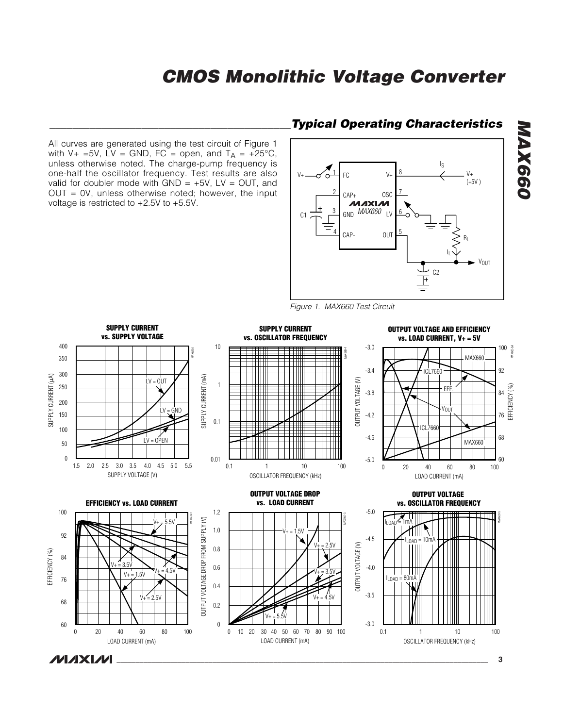## Typical Operating Characteristics

All curves are generated using the test circuit of Figure 1 with V+ =5V, LV = GND, FC = open, and $T_A$ = +25°C, unless otherwise noted. The charge-pump frequency is one-half the oscillator frequency. Test results are also valid for doubler mode with GND = +5V, LV = OUT, and OUT = 0V, unless otherwise noted; however, the input voltage is restricted to +2.5V to +5.5V.

*Figure 1. MAX660 Test Circuit*

**SUPPLY CURRENT vs. SUPPLY VOLTAGE**

**SUPPLY CURRENT vs. OSCILLATOR FREQUENCY**

**OUTPUT VOLTAGE AND EFFICIENCY vs. LOAD CURRENT, V+ = 5V**

**EFFICIENCY vs. LOAD CURRENT**

**OUTPUT VOLTAGE DROP vs. LOAD CURRENT**

**OUTPUT VOLTAGE vs. OSCILLATOR FREQUENCY**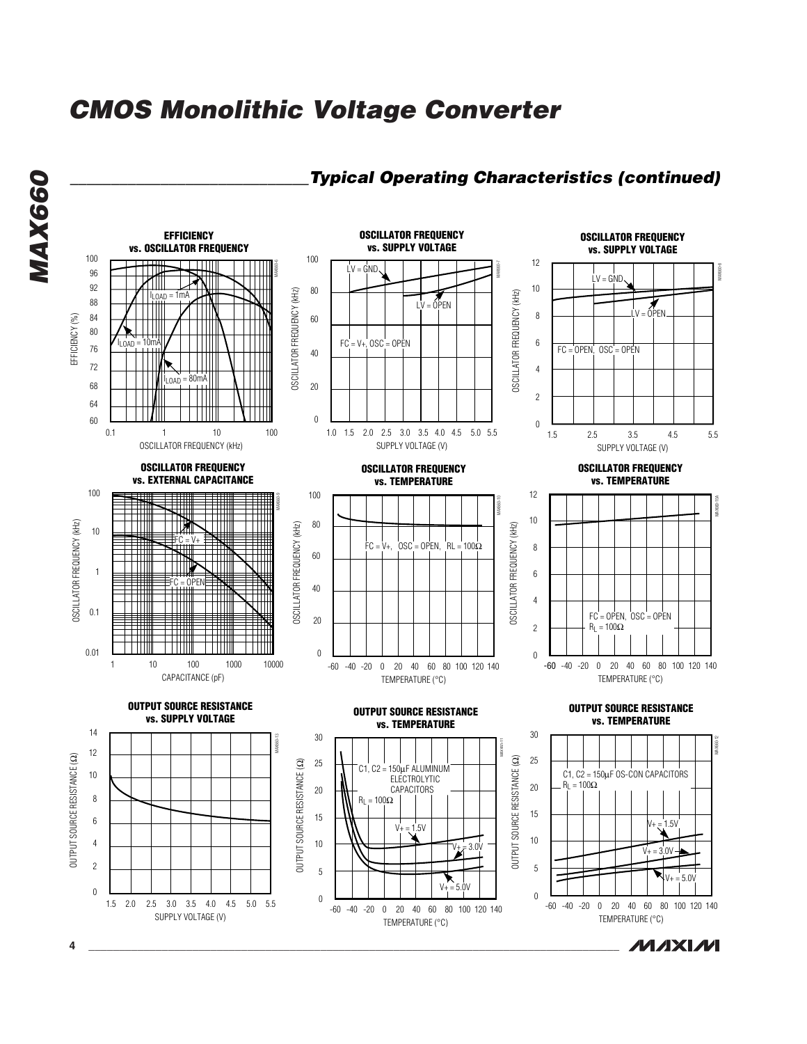## Typical Operating Characteristics (continued)

**EFFICIENCY vs. OSCILLATOR FREQUENCY**

**OSCILLATOR FREQUENCY vs. SUPPLY VOLTAGE**

**OSCILLATOR FREQUENCY vs. SUPPLY VOLTAGE**

**OSCILLATOR FREQUENCY vs. EXTERNAL CAPACITANCE**

**OSCILLATOR FREQUENCY vs. TEMPERATURE**

**OSCILLATOR FREQUENCY vs. TEMPERATURE**

**OUTPUT SOURCE RESISTANCE vs. SUPPLY VOLTAGE**

**OUTPUT SOURCE RESISTANCE vs. TEMPERATURE**

**OUTPUT SOURCE RESISTANCE vs. TEMPERATURE**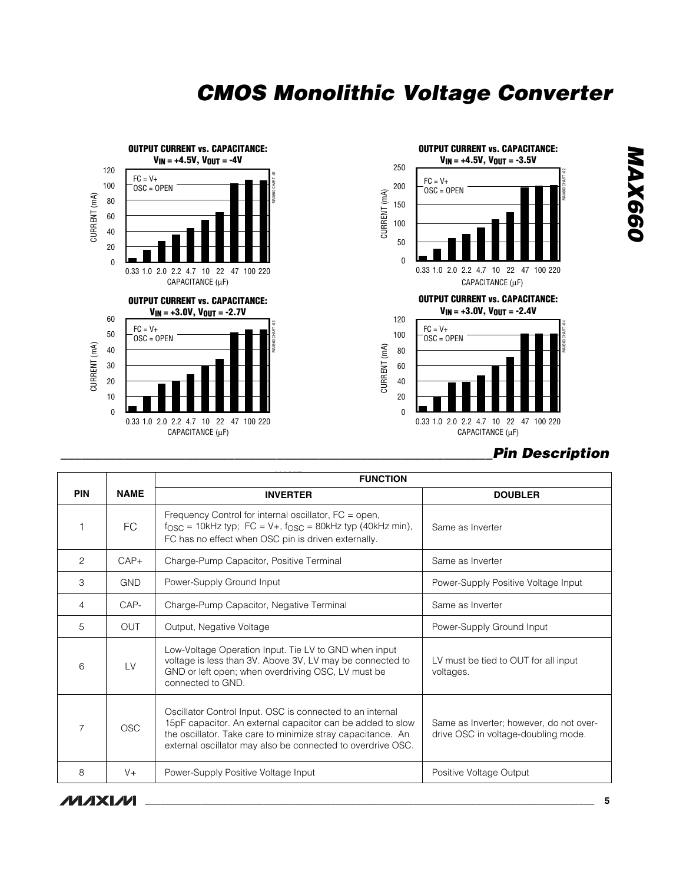**OUTPUT CURRENT vs. CAPACITANCE: $V_{IN}$ = +4.5V, $V_{OUT}$ = -4V**

**OUTPUT CURRENT vs. CAPACITANCE: $V_{IN}$ = +4.5V, $V_{OUT}$ = -3.5V**

**OUTPUT CURRENT vs. CAPACITANCE: $V_{IN}$ = +3.0V, $V_{OUT}$ = -2.7V**

**OUTPUT CURRENT vs. CAPACITANCE: $V_{IN}$ = +3.0V, $V_{OUT}$ = -2.4V**

## Pin Description

| PIN | NAME | FUNCTION | |
|---|---|---|---|
| | | **INVERTER** | **DOUBLER** |
| 1 | FC | Frequency Control for internal oscillator, FC = open, $f_{OSC}$ = 10kHz typ; FC = V+, $f_{OSC}$ = 80kHz typ (40kHz min), FC has no effect when OSC pin is driven externally. | Same as Inverter |
| 2 | CAP+ | Charge-Pump Capacitor, Positive Terminal | Same as Inverter |
| 3 | GND | Power-Supply Ground Input | Power-Supply Positive Voltage Input |
| 4 | CAP- | Charge-Pump Capacitor, Negative Terminal | Same as Inverter |
| 5 | OUT | Output, Negative Voltage | Power-Supply Ground Input |
| 6 | LV | Low-Voltage Operation Input. Tie LV to GND when input voltage is less than 3V. Above 3V, LV may be connected to GND or left open; when overdriving OSC, LV must be connected to GND. | LV must be tied to OUT for all input voltages. |
| 7 | OSC | Oscillator Control Input. OSC is connected to an internal 15pF capacitor. An external capacitor can be added to slow the oscillator. Take care to minimize stray capacitance. An external oscillator may also be connected to overdrive OSC. | Same as Inverter; however, do not overdrive OSC in voltage-doubling mode. |
| 8 | V+ | Power-Supply Positive Voltage Input | Positive Voltage Output |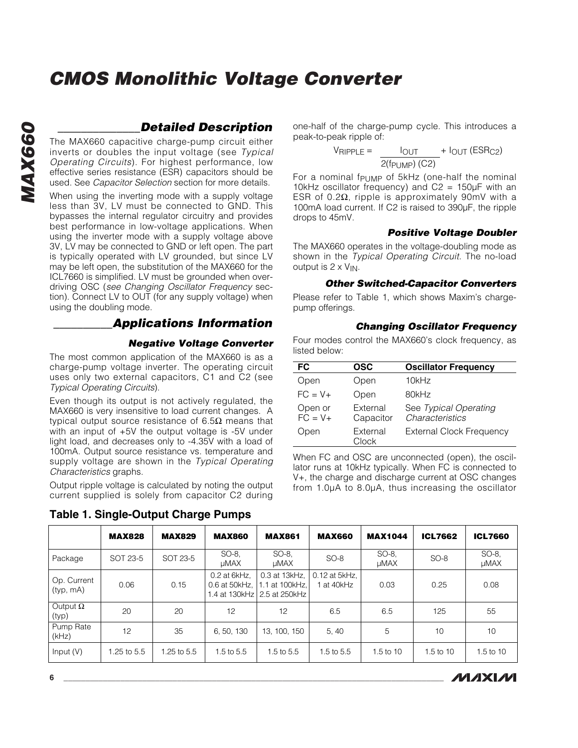# CMOS Monolithic Voltage Converter

## Detailed Description

The MAX660 capacitive charge-pump circuit either inverts or doubles the input voltage (see *Typical Operating Circuits*). For highest performance, low effective series resistance (ESR) capacitors should be used. See *Capacitor Selection* section for more details.

When using the inverting mode with a supply voltage less than 3V, LV must be connected to GND. This bypasses the internal regulator circuitry and provides best performance in low-voltage applications. When using the inverter mode with a supply voltage above 3V, LV may be connected to GND or left open. The part is typically operated with LV grounded, but since LV may be left open, the substitution of the MAX660 for the ICL7660 is simplified. LV must be grounded when overdriving OSC (*see Changing Oscillator Frequency* section). Connect LV to OUT (for any supply voltage) when using the doubling mode.

## Applications Information

### Negative Voltage Converter

The most common application of the MAX660 is as a charge-pump voltage inverter. The operating circuit uses only two external capacitors, C1 and C2 (see *Typical Operating Circuits*).

Even though its output is not actively regulated, the MAX660 is very insensitive to load current changes. A typical output source resistance of 6.5Ω means that with an input of +5V the output voltage is -5V under light load, and decreases only to -4.35V with a load of 100mA. Output source resistance vs. temperature and supply voltage are shown in the *Typical Operating Characteristics* graphs.

Output ripple voltage is calculated by noting the output current supplied is solely from capacitor C2 during one-half of the charge-pump cycle. This introduces a peak-to-peak ripple of:

$$V_{RIPPLE} = \frac{I_{OUT}}{2(f_{PUMP})(C2)} + I_{OUT}(ESR_{C2})$$

For a nominal $f_{PUMP}$ of 5kHz (one-half the nominal 10kHz oscillator frequency) and C2 = 150μF with an ESR of 0.2Ω, ripple is approximately 90mV with a 100mA load current. If C2 is raised to 390μF, the ripple drops to 45mV.

### Positive Voltage Doubler

The MAX660 operates in the voltage-doubling mode as shown in the *Typical Operating Circuit.* The no-load output is 2 x $V_{IN}$.

### Other Switched-Capacitor Converters

Please refer to Table 1, which shows Maxim's charge-pump offerings.

### Changing Oscillator Frequency

Four modes control the MAX660's clock frequency, as listed below:

| FC | OSC | Oscillator Frequency |
|---|---|---|
| Open | Open | 10kHz |
| FC = V+ | Open | 80kHz |
| Open or FC = V+ | External Capacitor | See *Typical Operating Characteristics* |
| Open | External Clock | External Clock Frequency |

When FC and OSC are unconnected (open), the oscillator runs at 10kHz typically. When FC is connected to V+, the charge and discharge current at OSC changes from 1.0μA to 8.0μA, thus increasing the oscillator

**Table 1. Single-Output Charge Pumps**

| | **MAX828** | **MAX829** | **MAX860** | **MAX861** | **MAX660** | **MAX1044** | **ICL7662** | **ICL7660** |
|---|---|---|---|---|---|---|---|---|
| Package | SOT 23-5 | SOT 23-5 | SO-8, μMAX | SO-8, μMAX | SO-8 | SO-8, μMAX | SO-8 | SO-8, μMAX |
| Op. Current (typ, mA) | 0.06 | 0.15 | 0.2 at 6kHz, 0.6 at 50kHz, 1.4 at 130kHz | 0.3 at 13kHz, 1.1 at 100kHz, 2.5 at 250kHz | 0.12 at 5kHz, 1 at 40kHz | 0.03 | 0.25 | 0.08 |
| Output Ω (typ) | 20 | 20 | 12 | 12 | 6.5 | 6.5 | 125 | 55 |
| Pump Rate (kHz) | 12 | 35 | 6, 50, 130 | 13, 100, 150 | 5, 40 | 5 | 10 | 10 |
| Input (V) | 1.25 to 5.5 | 1.25 to 5.5 | 1.5 to 5.5 | 1.5 to 5.5 | 1.5 to 5.5 | 1.5 to 10 | 1.5 to 10 | 1.5 to 10 |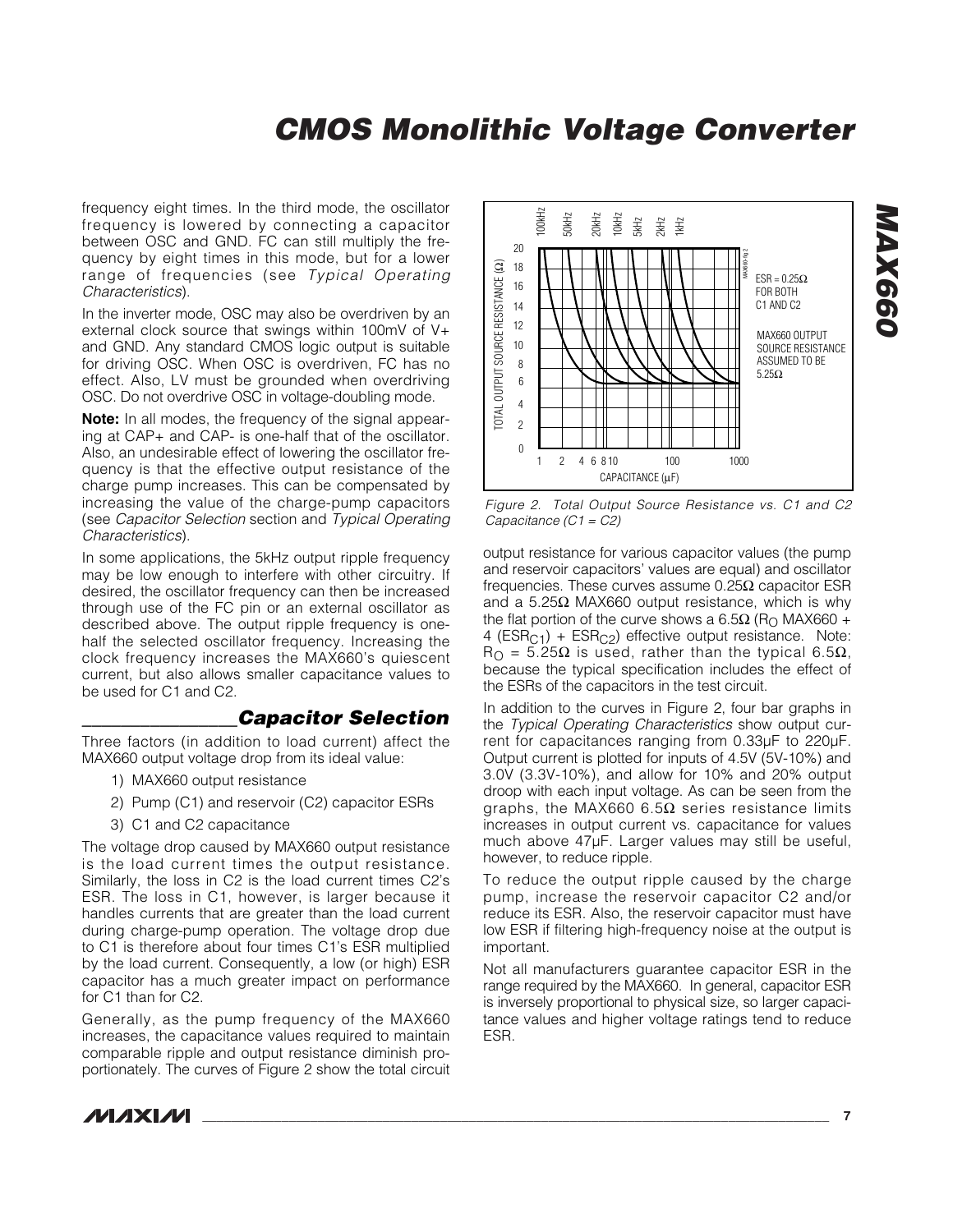frequency eight times. In the third mode, the oscillator frequency is lowered by connecting a capacitor between OSC and GND. FC can still multiply the frequency by eight times in this mode, but for a lower range of frequencies (see *Typical Operating Characteristics*).

In the inverter mode, OSC may also be overdriven by an external clock source that swings within 100mV of V+ and GND. Any standard CMOS logic output is suitable for driving OSC. When OSC is overdriven, FC has no effect. Also, LV must be grounded when overdriving OSC. Do not overdrive OSC in voltage-doubling mode.

**Note:** In all modes, the frequency of the signal appearing at CAP+ and CAP- is one-half that of the oscillator. Also, an undesirable effect of lowering the oscillator frequency is that the effective output resistance of the charge pump increases. This can be compensated by increasing the value of the charge-pump capacitors (see *Capacitor Selection* section and *Typical Operating Characteristics*).

In some applications, the 5kHz output ripple frequency may be low enough to interfere with other circuitry. If desired, the oscillator frequency can then be increased through use of the FC pin or an external oscillator as described above. The output ripple frequency is one-half the selected oscillator frequency. Increasing the clock frequency increases the MAX660's quiescent current, but also allows smaller capacitance values to be used for C1 and C2.

## Capacitor Selection

Three factors (in addition to load current) affect the MAX660 output voltage drop from its ideal value:

1) MAX660 output resistance
2) Pump (C1) and reservoir (C2) capacitor ESRs
3) C1 and C2 capacitance

The voltage drop caused by MAX660 output resistance is the load current times the output resistance. Similarly, the loss in C2 is the load current times C2's ESR. The loss in C1, however, is larger because it handles currents that are greater than the load current during charge-pump operation. The voltage drop due to C1 is therefore about four times C1's ESR multiplied by the load current. Consequently, a low (or high) ESR capacitor has a much greater impact on performance for C1 than for C2.

Generally, as the pump frequency of the MAX660 increases, the capacitance values required to maintain comparable ripple and output resistance diminish proportionately. The curves of Figure 2 show the total circuit output resistance for various capacitor values (the pump and reservoir capacitors' values are equal) and oscillator frequencies. These curves assume 0.25Ω capacitor ESR and a 5.25Ω MAX660 output resistance, which is why the flat portion of the curve shows a 6.5Ω ($R_O$ MAX660 + 4 ($ESR_{C1}$) + $ESR_{C2}$) effective output resistance. Note: $R_O$ = 5.25Ω is used, rather than the typical 6.5Ω, because the typical specification includes the effect of the ESRs of the capacitors in the test circuit.

*Figure 2. Total Output Source Resistance vs. C1 and C2 Capacitance (C1 = C2)*

In addition to the curves in Figure 2, four bar graphs in the *Typical Operating Characteristics* show output current for capacitances ranging from 0.33µF to 220µF. Output current is plotted for inputs of 4.5V (5V-10%) and 3.0V (3.3V-10%), and allow for 10% and 20% output droop with each input voltage. As can be seen from the graphs, the MAX660 6.5Ω series resistance limits increases in output current vs. capacitance for values much above 47µF. Larger values may still be useful, however, to reduce ripple.

To reduce the output ripple caused by the charge pump, increase the reservoir capacitor C2 and/or reduce its ESR. Also, the reservoir capacitor must have low ESR if filtering high-frequency noise at the output is important.

Not all manufacturers guarantee capacitor ESR in the range required by the MAX660. In general, capacitor ESR is inversely proportional to physical size, so larger capacitance values and higher voltage ratings tend to reduce ESR.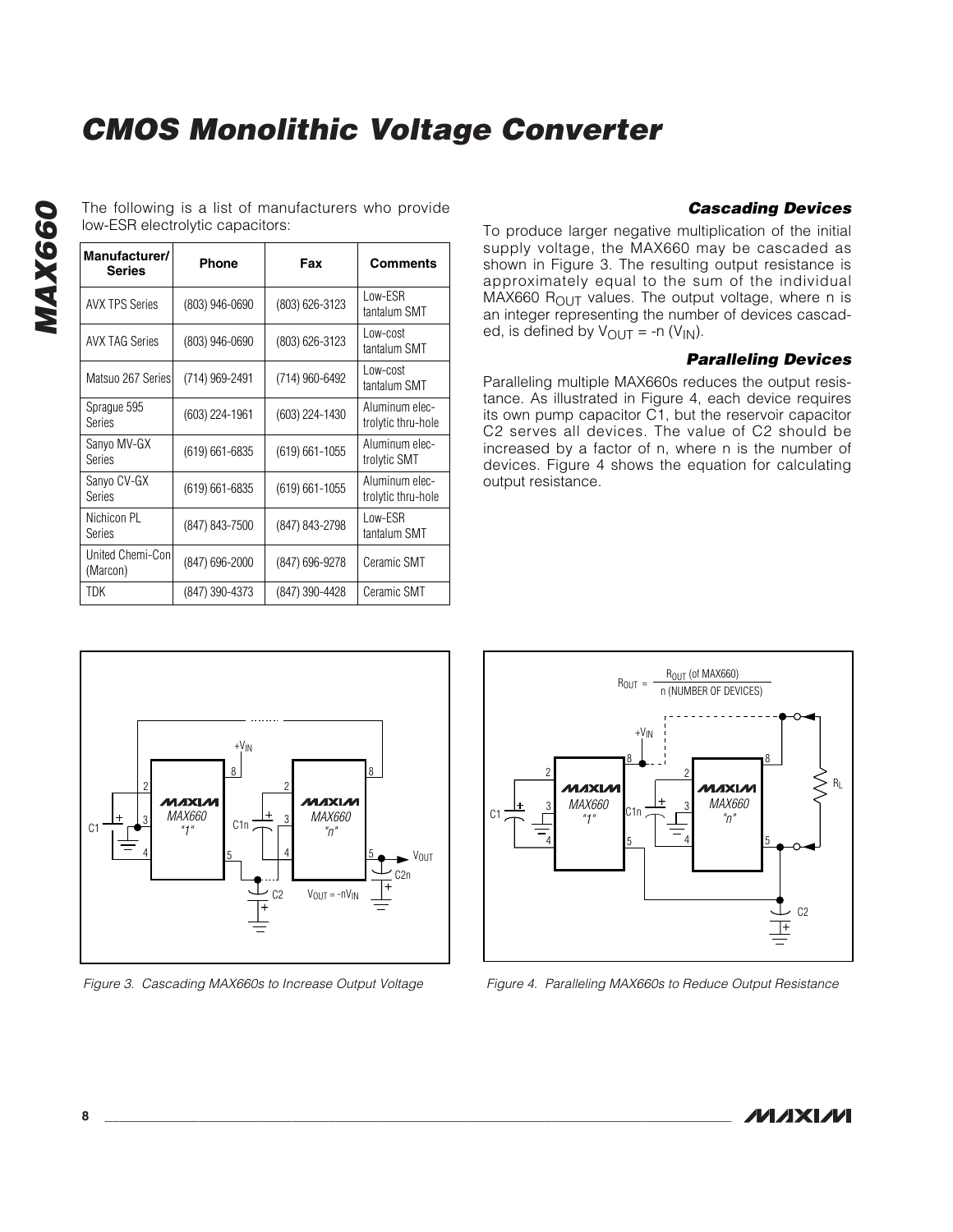The following is a list of manufacturers who provide low-ESR electrolytic capacitors:

| Manufacturer/ Series | Phone | Fax | Comments |
|---|---|---|---|
| AVX TPS Series | (803) 946-0690 | (803) 626-3123 | Low-ESR tantalum SMT |
| AVX TAG Series | (803) 946-0690 | (803) 626-3123 | Low-cost tantalum SMT |
| Matsuo 267 Series | (714) 969-2491 | (714) 960-6492 | Low-cost tantalum SMT |
| Sprague 595 Series | (603) 224-1961 | (603) 224-1430 | Aluminum electrolytic thru-hole |
| Sanyo MV-GX Series | (619) 661-6835 | (619) 661-1055 | Aluminum electrolytic SMT |
| Sanyo CV-GX Series | (619) 661-6835 | (619) 661-1055 | Aluminum electrolytic thru-hole |
| Nichicon PL Series | (847) 843-7500 | (847) 843-2798 | Low-ESR tantalum SMT |
| United Chemi-Con (Marcon) | (847) 696-2000 | (847) 696-9278 | Ceramic SMT |
| TDK | (847) 390-4373 | (847) 390-4428 | Ceramic SMT |

### Cascading Devices

To produce larger negative multiplication of the initial supply voltage, the MAX660 may be cascaded as shown in Figure 3. The resulting output resistance is approximately equal to the sum of the individual MAX660 $R_{OUT}$ values. The output voltage, where n is an integer representing the number of devices cascaded, is defined by $V_{OUT} = -n (V_{IN})$.

### Paralleling Devices

Paralleling multiple MAX660s reduces the output resistance. As illustrated in Figure 4, each device requires its own pump capacitor C1, but the reservoir capacitor C2 serves all devices. The value of C2 should be increased by a factor of n, where n is the number of devices. Figure 4 shows the equation for calculating output resistance.

$V_{OUT} = -nV_{IN}$

*Figure 3. Cascading MAX660s to Increase Output Voltage*

$$R_{OUT} = \frac{R_{OUT} \text{ (of MAX660)}}{n \text{ (NUMBER OF DEVICES)}}$$

*Figure 4. Paralleling MAX660s to Reduce Output Resistance*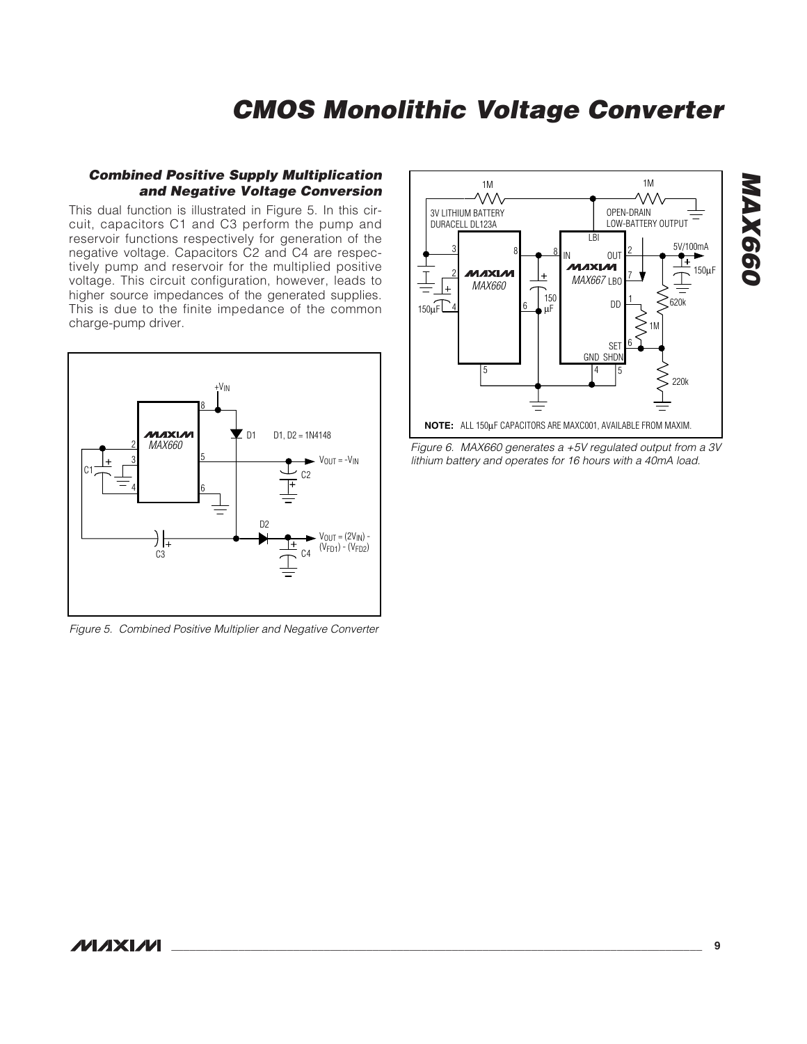### Combined Positive Supply Multiplication and Negative Voltage Conversion

This dual function is illustrated in Figure 5. In this circuit, capacitors C1 and C3 perform the pump and reservoir functions respectively for generation of the negative voltage. Capacitors C2 and C4 are respectively pump and reservoir for the multiplied positive voltage. This circuit configuration, however, leads to higher source impedances of the generated supplies. This is due to the finite impedance of the common charge-pump driver.

*Figure 5. Combined Positive Multiplier and Negative Converter*

*Figure 6. MAX660 generates a +5V regulated output from a 3V lithium battery and operates for 16 hours with a 40mA load.*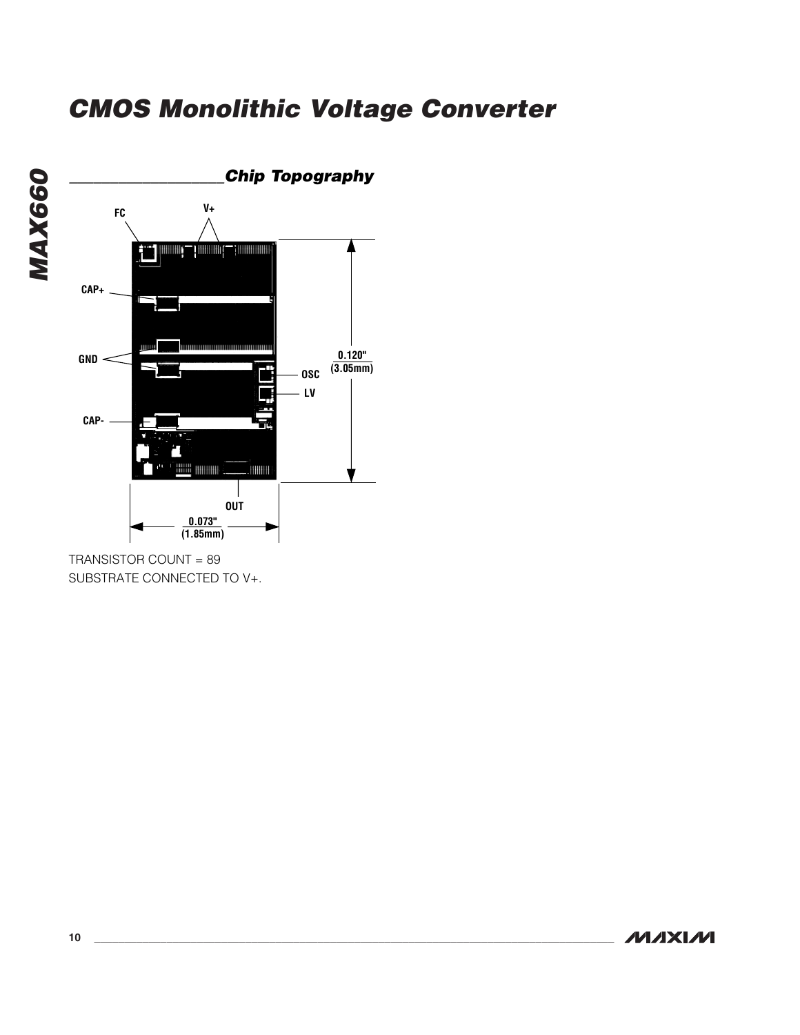# CMOS Monolithic Voltage Converter

## Chip Topography

FC

V+

CAP+

GND

OSC

LV

CAP-

OUT

0.120" (3.05mm)

0.073" (1.85mm)

TRANSISTOR COUNT = 89

SUBSTRATE CONNECTED TO V+.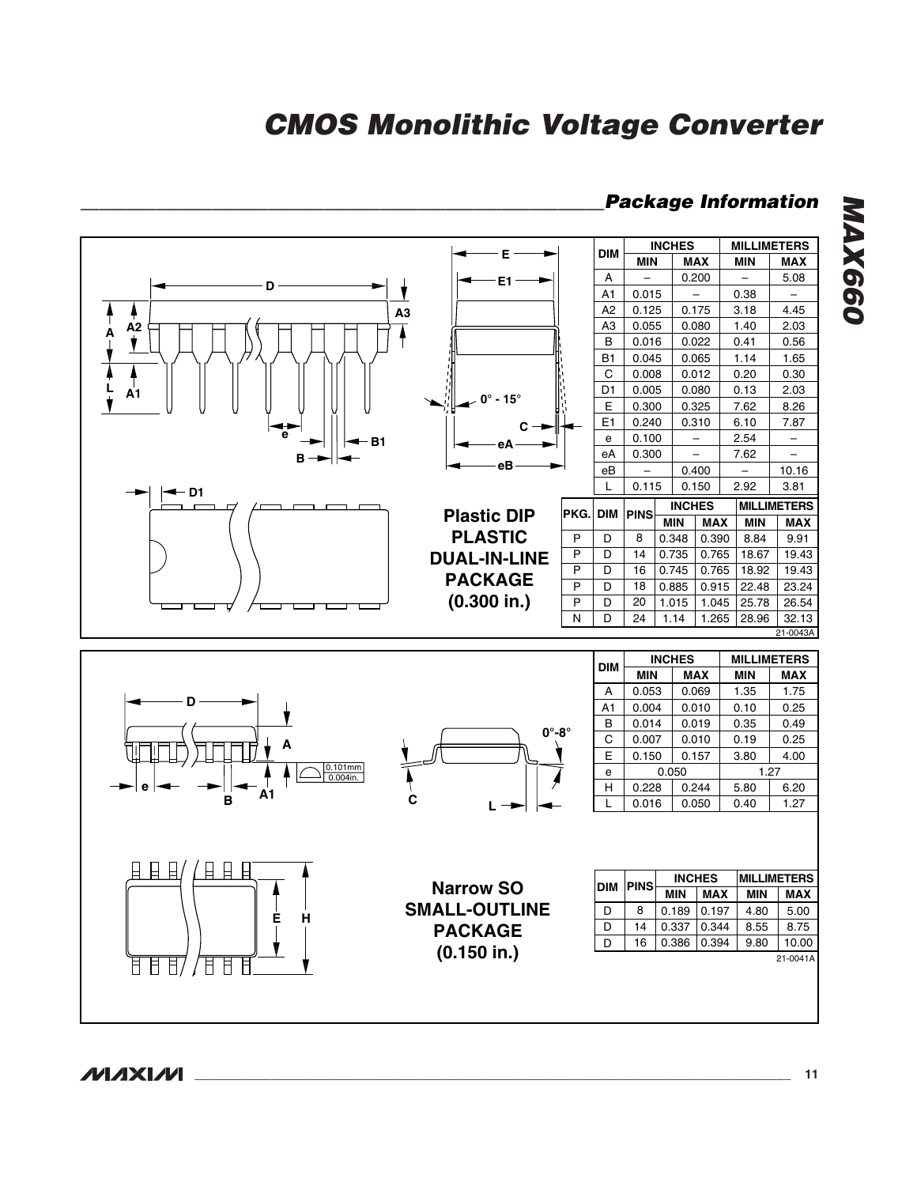## Package Information

**Plastic DIP**
**PLASTIC DUAL-IN-LINE PACKAGE (0.300 in.)**

| DIM | INCHES | | MILLIMETERS | |
|---|---|---|---|---|
| | MIN | MAX | MIN | MAX |
| A | – | 0.200 | – | 5.08 |
| A1 | 0.015 | – | 0.38 | – |
| A2 | 0.125 | 0.175 | 3.18 | 4.45 |
| A3 | 0.055 | 0.080 | 1.40 | 2.03 |
| B | 0.016 | 0.022 | 0.41 | 0.56 |
| B1 | 0.045 | 0.065 | 1.14 | 1.65 |
| C | 0.008 | 0.012 | 0.20 | 0.30 |
| D1 | 0.005 | 0.080 | 0.13 | 2.03 |
| E | 0.300 | 0.325 | 7.62 | 8.26 |
| E1 | 0.240 | 0.310 | 6.10 | 7.87 |
| e | 0.100 | – | 2.54 | – |
| eA | 0.300 | – | 7.62 | – |
| eB | – | 0.400 | – | 10.16 |
| L | 0.115 | 0.150 | 2.92 | 3.81 |

| PKG. | DIM | PINS | INCHES | | MILLIMETERS | |
|---|---|---|---|---|---|---|
| | | | MIN | MAX | MIN | MAX |
| P | D | 8 | 0.348 | 0.390 | 8.84 | 9.91 |
| P | D | 14 | 0.735 | 0.765 | 18.67 | 19.43 |
| P | D | 16 | 0.745 | 0.765 | 18.92 | 19.43 |
| P | D | 18 | 0.885 | 0.915 | 22.48 | 23.24 |
| P | D | 20 | 1.015 | 1.045 | 25.78 | 26.54 |
| N | D | 24 | 1.14 | 1.265 | 28.96 | 32.13 |

21-0043A

**Narrow SO**
**SMALL-OUTLINE PACKAGE (0.150 in.)**

| DIM | INCHES | | MILLIMETERS | |
|---|---|---|---|---|
| | MIN | MAX | MIN | MAX |
| A | 0.053 | 0.069 | 1.35 | 1.75 |
| A1 | 0.004 | 0.010 | 0.10 | 0.25 |
| B | 0.014 | 0.019 | 0.35 | 0.49 |
| C | 0.007 | 0.010 | 0.19 | 0.25 |
| E | 0.150 | 0.157 | 3.80 | 4.00 |
| e | 0.050 | | 1.27 | |
| H | 0.228 | 0.244 | 5.80 | 6.20 |
| L | 0.016 | 0.050 | 0.40 | 1.27 |

| DIM | PINS | INCHES | | MILLIMETERS | |
|---|---|---|---|---|---|
| | | MIN | MAX | MIN | MAX |
| D | 8 | 0.189 | 0.197 | 4.80 | 5.00 |
| D | 14 | 0.337 | 0.344 | 8.55 | 8.75 |
| D | 16 | 0.386 | 0.394 | 9.80 | 10.00 |

21-0041A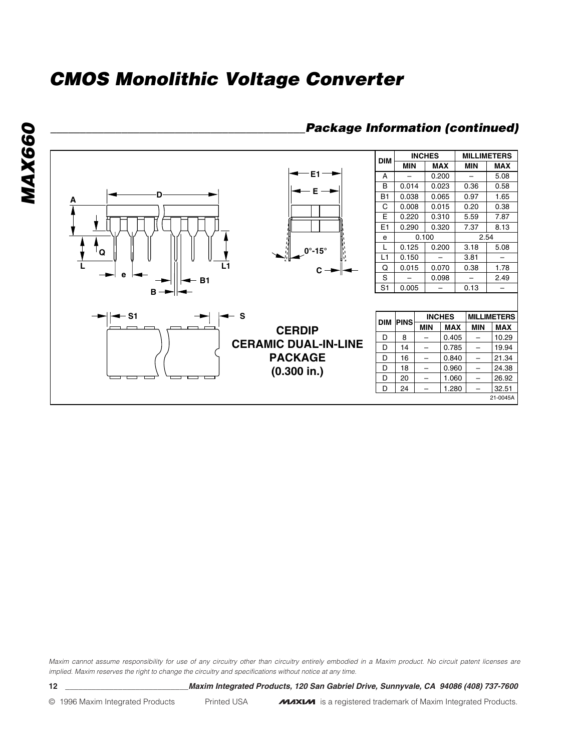## Package Information (continued)

| DIM | INCHES | | MILLIMETERS | |
|---|---|---|---|---|
| | MIN | MAX | MIN | MAX |
| A | – | 0.200 | – | 5.08 |
| B | 0.014 | 0.023 | 0.36 | 0.58 |
| B1 | 0.038 | 0.065 | 0.97 | 1.65 |
| C | 0.008 | 0.015 | 0.20 | 0.38 |
| E | 0.220 | 0.310 | 5.59 | 7.87 |
| E1 | 0.290 | 0.320 | 7.37 | 8.13 |
| e | 0.100 | | 2.54 | |
| L | 0.125 | 0.200 | 3.18 | 5.08 |
| L1 | 0.150 | – | 3.81 | – |
| Q | 0.015 | 0.070 | 0.38 | 1.78 |
| S | – | 0.098 | – | 2.49 |
| S1 | 0.005 | – | 0.13 | – |

| DIM | PINS | INCHES | | MILLIMETERS | |
|---|---|---|---|---|---|
| | | MIN | MAX | MIN | MAX |
| D | 8 | – | 0.405 | – | 10.29 |
| D | 14 | – | 0.785 | – | 19.94 |
| D | 16 | – | 0.840 | – | 21.34 |
| D | 18 | – | 0.960 | – | 24.38 |
| D | 20 | – | 1.060 | – | 26.92 |
| D | 24 | – | 1.280 | – | 32.51 |

21-0045A

A
D
E1
E
Q
L
e
L1
B1
B
0°-15°
C
S1
S

**CERDIP**
**CERAMIC DUAL-IN-LINE PACKAGE**
**(0.300 in.)**

*Maxim cannot assume responsibility for use of any circuitry other than circuitry entirely embodied in a Maxim product. No circuit patent licenses are implied. Maxim reserves the right to change the circuitry and specifications without notice at any time.*

***Maxim Integrated Products, 120 San Gabriel Drive, Sunnyvale, CA 94086 (408) 737-7600***

© 1996 Maxim Integrated Products Printed USA MAXIM is a registered trademark of Maxim Integrated Products.